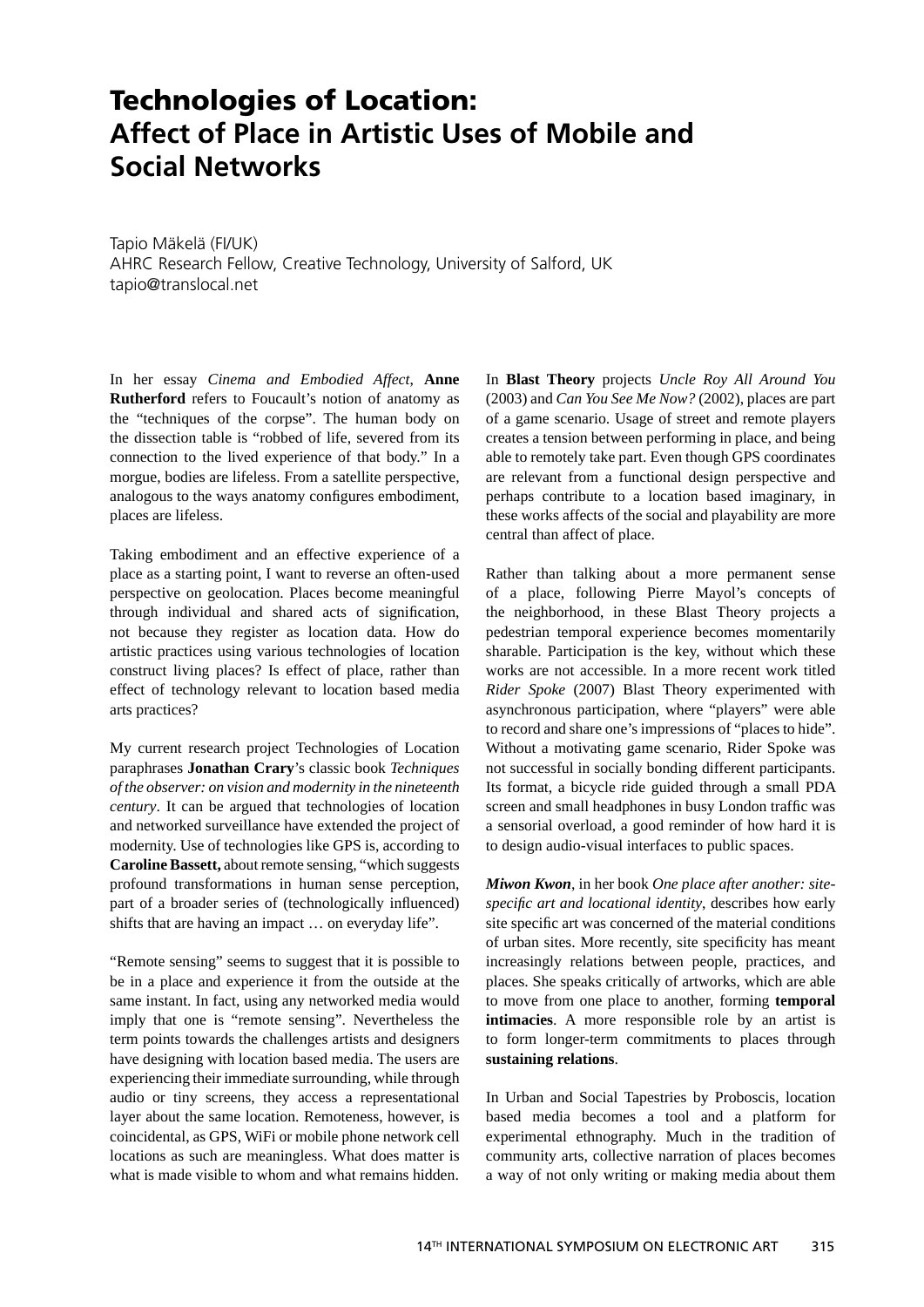# Technologies of Location: Affect of Place in Artistic Uses of Mobile and Social Networks

Tapio Mäkelä (FI/UK)
AHRC Research Fellow, Creative Technology, University of Salford, UK
tapio@translocal.net

In her essay *Cinema and Embodied Affect*, **Anne Rutherford** refers to Foucault's notion of anatomy as the "techniques of the corpse". The human body on the dissection table is "robbed of life, severed from its connection to the lived experience of that body." In a morgue, bodies are lifeless. From a satellite perspective, analogous to the ways anatomy configures embodiment, places are lifeless.

Taking embodiment and an effective experience of a place as a starting point, I want to reverse an often-used perspective on geolocation. Places become meaningful through individual and shared acts of signification, not because they register as location data. How do artistic practices using various technologies of location construct living places? Is effect of place, rather than effect of technology relevant to location based media arts practices?

My current research project Technologies of Location paraphrases **Jonathan Crary**'s classic book *Techniques of the observer: on vision and modernity in the nineteenth century*. It can be argued that technologies of location and networked surveillance have extended the project of modernity. Use of technologies like GPS is, according to **Caroline Bassett,** about remote sensing, "which suggests profound transformations in human sense perception, part of a broader series of (technologically influenced) shifts that are having an impact … on everyday life".

"Remote sensing" seems to suggest that it is possible to be in a place and experience it from the outside at the same instant. In fact, using any networked media would imply that one is "remote sensing". Nevertheless the term points towards the challenges artists and designers have designing with location based media. The users are experiencing their immediate surrounding, while through audio or tiny screens, they access a representational layer about the same location. Remoteness, however, is coincidental, as GPS, WiFi or mobile phone network cell locations as such are meaningless. What does matter is what is made visible to whom and what remains hidden.

In **Blast Theory** projects *Uncle Roy All Around You* (2003) and *Can You See Me Now?* (2002), places are part of a game scenario. Usage of street and remote players creates a tension between performing in place, and being able to remotely take part. Even though GPS coordinates are relevant from a functional design perspective and perhaps contribute to a location based imaginary, in these works affects of the social and playability are more central than affect of place.

Rather than talking about a more permanent sense of a place, following Pierre Mayol's concepts of the neighborhood, in these Blast Theory projects a pedestrian temporal experience becomes momentarily sharable. Participation is the key, without which these works are not accessible. In a more recent work titled *Rider Spoke* (2007) Blast Theory experimented with asynchronous participation, where "players" were able to record and share one's impressions of "places to hide". Without a motivating game scenario, Rider Spoke was not successful in socially bonding different participants. Its format, a bicycle ride guided through a small PDA screen and small headphones in busy London traffic was a sensorial overload, a good reminder of how hard it is to design audio-visual interfaces to public spaces.

***Miwon Kwon***, in her book *One place after another: site-specific art and locational identity*, describes how early site specific art was concerned of the material conditions of urban sites. More recently, site specificity has meant increasingly relations between people, practices, and places. She speaks critically of artworks, which are able to move from one place to another, forming **temporal intimacies**. A more responsible role by an artist is to form longer-term commitments to places through **sustaining relations**.

In Urban and Social Tapestries by Proboscis, location based media becomes a tool and a platform for experimental ethnography. Much in the tradition of community arts, collective narration of places becomes a way of not only writing or making media about them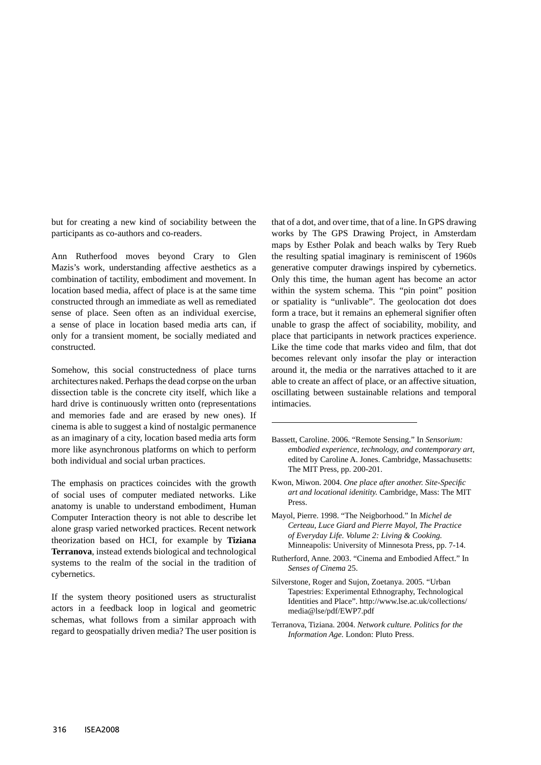but for creating a new kind of sociability between the participants as co-authors and co-readers.

Ann Rutherfood moves beyond Crary to Glen Mazis's work, understanding affective aesthetics as a combination of tactility, embodiment and movement. In location based media, affect of place is at the same time constructed through an immediate as well as remediated sense of place. Seen often as an individual exercise, a sense of place in location based media arts can, if only for a transient moment, be socially mediated and constructed.

Somehow, this social constructedness of place turns architectures naked. Perhaps the dead corpse on the urban dissection table is the concrete city itself, which like a hard drive is continuously written onto (representations and memories fade and are erased by new ones). If cinema is able to suggest a kind of nostalgic permanence as an imaginary of a city, location based media arts form more like asynchronous platforms on which to perform both individual and social urban practices.

The emphasis on practices coincides with the growth of social uses of computer mediated networks. Like anatomy is unable to understand embodiment, Human Computer Interaction theory is not able to describe let alone grasp varied networked practices. Recent network theorization based on HCI, for example by **Tiziana Terranova**, instead extends biological and technological systems to the realm of the social in the tradition of cybernetics.

If the system theory positioned users as structuralist actors in a feedback loop in logical and geometric schemas, what follows from a similar approach with regard to geospatially driven media? The user position is that of a dot, and over time, that of a line. In GPS drawing works by The GPS Drawing Project, in Amsterdam maps by Esther Polak and beach walks by Tery Rueb the resulting spatial imaginary is reminiscent of 1960s generative computer drawings inspired by cybernetics. Only this time, the human agent has become an actor within the system schema. This "pin point" position or spatiality is "unlivable". The geolocation dot does form a trace, but it remains an ephemeral signifier often unable to grasp the affect of sociability, mobility, and place that participants in network practices experience. Like the time code that marks video and film, that dot becomes relevant only insofar the play or interaction around it, the media or the narratives attached to it are able to create an affect of place, or an affective situation, oscillating between sustainable relations and temporal intimacies.

---

Bassett, Caroline. 2006. "Remote Sensing." In *Sensorium: embodied experience, technology, and contemporary art*, edited by Caroline A. Jones. Cambridge, Massachusetts: The MIT Press, pp. 200-201.

Kwon, Miwon. 2004. *One place after another. Site-Specific art and locational idenitity.* Cambridge, Mass: The MIT Press.

Mayol, Pierre. 1998. "The Neigborhood." In *Michel de Certeau, Luce Giard and Pierre Mayol, The Practice of Everyday Life. Volume 2: Living & Cooking.* Minneapolis: University of Minnesota Press, pp. 7-14.

Rutherford, Anne. 2003. "Cinema and Embodied Affect." In *Senses of Cinema* 25.

Silverstone, Roger and Sujon, Zoetanya. 2005. "Urban Tapestries: Experimental Ethnography, Technological Identities and Place". http://www.lse.ac.uk/collections/media@lse/pdf/EWP7.pdf

Terranova, Tiziana. 2004. *Network culture. Politics for the Information Age.* London: Pluto Press.